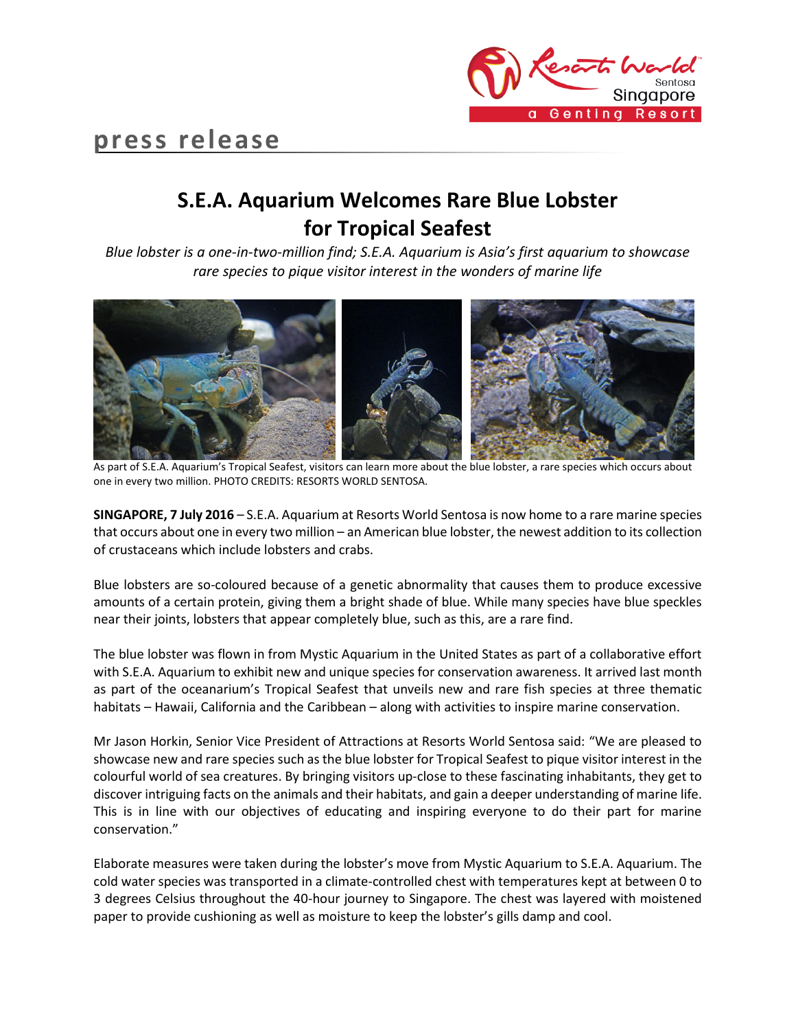press release

# S.E.A. Aquarium Welcomes Rare Blue Lobster for Tropical Seafest

*Blue lobster is a one-in-two-million find; S.E.A. Aquarium is Asia's first aquarium to showcase rare species to pique visitor interest in the wonders of marine life*

As part of S.E.A. Aquarium's Tropical Seafest, visitors can learn more about the blue lobster, a rare species which occurs about one in every two million. PHOTO CREDITS: RESORTS WORLD SENTOSA.

**SINGAPORE, 7 July 2016** – S.E.A. Aquarium at Resorts World Sentosa is now home to a rare marine species that occurs about one in every two million – an American blue lobster, the newest addition to its collection of crustaceans which include lobsters and crabs.

Blue lobsters are so-coloured because of a genetic abnormality that causes them to produce excessive amounts of a certain protein, giving them a bright shade of blue. While many species have blue speckles near their joints, lobsters that appear completely blue, such as this, are a rare find.

The blue lobster was flown in from Mystic Aquarium in the United States as part of a collaborative effort with S.E.A. Aquarium to exhibit new and unique species for conservation awareness. It arrived last month as part of the oceanarium's Tropical Seafest that unveils new and rare fish species at three thematic habitats – Hawaii, California and the Caribbean – along with activities to inspire marine conservation.

Mr Jason Horkin, Senior Vice President of Attractions at Resorts World Sentosa said: "We are pleased to showcase new and rare species such as the blue lobster for Tropical Seafest to pique visitor interest in the colourful world of sea creatures. By bringing visitors up-close to these fascinating inhabitants, they get to discover intriguing facts on the animals and their habitats, and gain a deeper understanding of marine life. This is in line with our objectives of educating and inspiring everyone to do their part for marine conservation."

Elaborate measures were taken during the lobster's move from Mystic Aquarium to S.E.A. Aquarium. The cold water species was transported in a climate-controlled chest with temperatures kept at between 0 to 3 degrees Celsius throughout the 40-hour journey to Singapore. The chest was layered with moistened paper to provide cushioning as well as moisture to keep the lobster's gills damp and cool.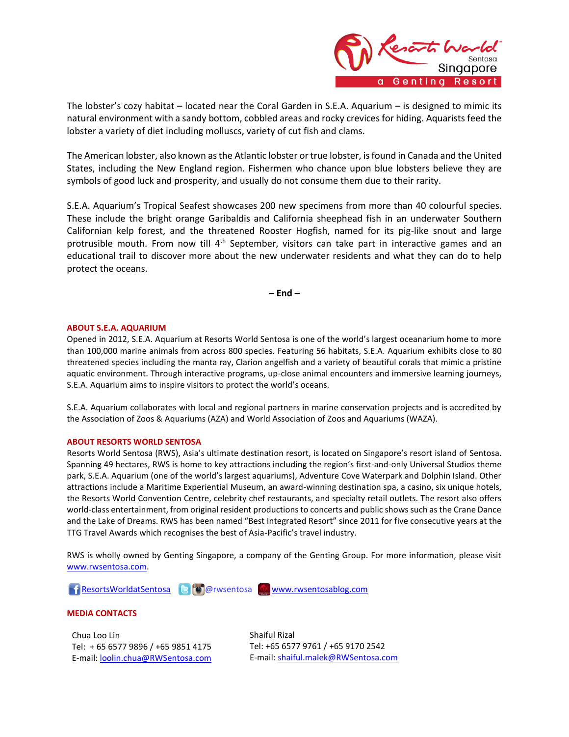The lobster's cozy habitat – located near the Coral Garden in S.E.A. Aquarium – is designed to mimic its natural environment with a sandy bottom, cobbled areas and rocky crevices for hiding. Aquarists feed the lobster a variety of diet including molluscs, variety of cut fish and clams.

The American lobster, also known as the Atlantic lobster or true lobster, is found in Canada and the United States, including the New England region. Fishermen who chance upon blue lobsters believe they are symbols of good luck and prosperity, and usually do not consume them due to their rarity.

S.E.A. Aquarium's Tropical Seafest showcases 200 new specimens from more than 40 colourful species. These include the bright orange Garibaldis and California sheephead fish in an underwater Southern Californian kelp forest, and the threatened Rooster Hogfish, named for its pig-like snout and large protrusible mouth. From now till 4th September, visitors can take part in interactive games and an educational trail to discover more about the new underwater residents and what they can do to help protect the oceans.

**– End –**

## ABOUT S.E.A. AQUARIUM

Opened in 2012, S.E.A. Aquarium at Resorts World Sentosa is one of the world's largest oceanarium home to more than 100,000 marine animals from across 800 species. Featuring 56 habitats, S.E.A. Aquarium exhibits close to 80 threatened species including the manta ray, Clarion angelfish and a variety of beautiful corals that mimic a pristine aquatic environment. Through interactive programs, up-close animal encounters and immersive learning journeys, S.E.A. Aquarium aims to inspire visitors to protect the world's oceans.

S.E.A. Aquarium collaborates with local and regional partners in marine conservation projects and is accredited by the Association of Zoos & Aquariums (AZA) and World Association of Zoos and Aquariums (WAZA).

## ABOUT RESORTS WORLD SENTOSA

Resorts World Sentosa (RWS), Asia's ultimate destination resort, is located on Singapore's resort island of Sentosa. Spanning 49 hectares, RWS is home to key attractions including the region's first-and-only Universal Studios theme park, S.E.A. Aquarium (one of the world's largest aquariums), Adventure Cove Waterpark and Dolphin Island. Other attractions include a Maritime Experiential Museum, an award-winning destination spa, a casino, six unique hotels, the Resorts World Convention Centre, celebrity chef restaurants, and specialty retail outlets. The resort also offers world-class entertainment, from original resident productions to concerts and public shows such as the Crane Dance and the Lake of Dreams. RWS has been named "Best Integrated Resort" since 2011 for five consecutive years at the TTG Travel Awards which recognises the best of Asia-Pacific's travel industry.

RWS is wholly owned by Genting Singapore, a company of the Genting Group. For more information, please visit www.rwsentosa.com.

ResortsWorldatSentosa @rwsentosa www.rwsentosablog.com

## MEDIA CONTACTS

Chua Loo Lin
Tel: + 65 6577 9896 / +65 9851 4175
E-mail: loolin.chua@RWSentosa.com

Shaiful Rizal
Tel: +65 6577 9761 / +65 9170 2542
E-mail: shaiful.malek@RWSentosa.com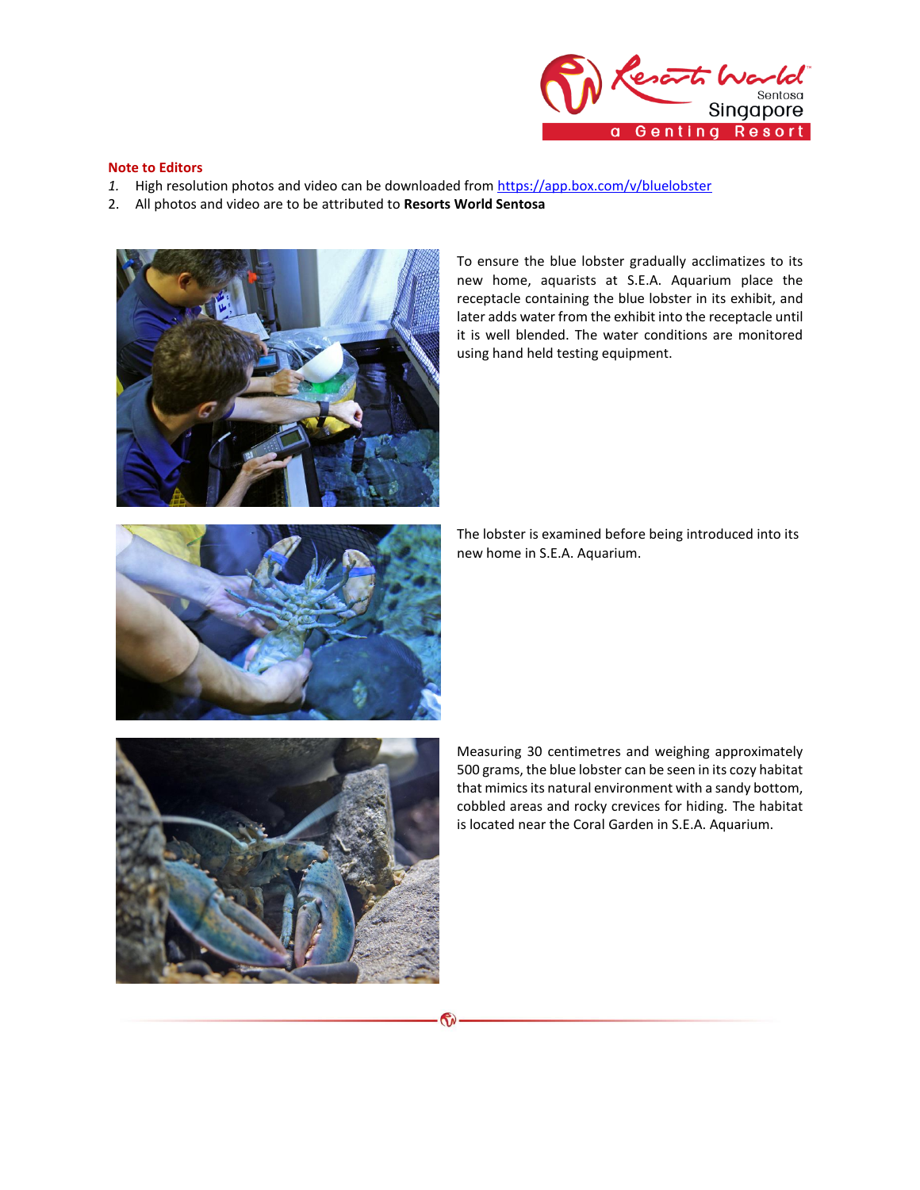**Note to Editors**

1. High resolution photos and video can be downloaded from [https://app.box.com/v/bluelobster](https://app.box.com/v/bluelobster)
2. All photos and video are to be attributed to **Resorts World Sentosa**

To ensure the blue lobster gradually acclimatizes to its new home, aquarists at S.E.A. Aquarium place the receptacle containing the blue lobster in its exhibit, and later adds water from the exhibit into the receptacle until it is well blended. The water conditions are monitored using hand held testing equipment.

The lobster is examined before being introduced into its new home in S.E.A. Aquarium.

Measuring 30 centimetres and weighing approximately 500 grams, the blue lobster can be seen in its cozy habitat that mimics its natural environment with a sandy bottom, cobbled areas and rocky crevices for hiding. The habitat is located near the Coral Garden in S.E.A. Aquarium.